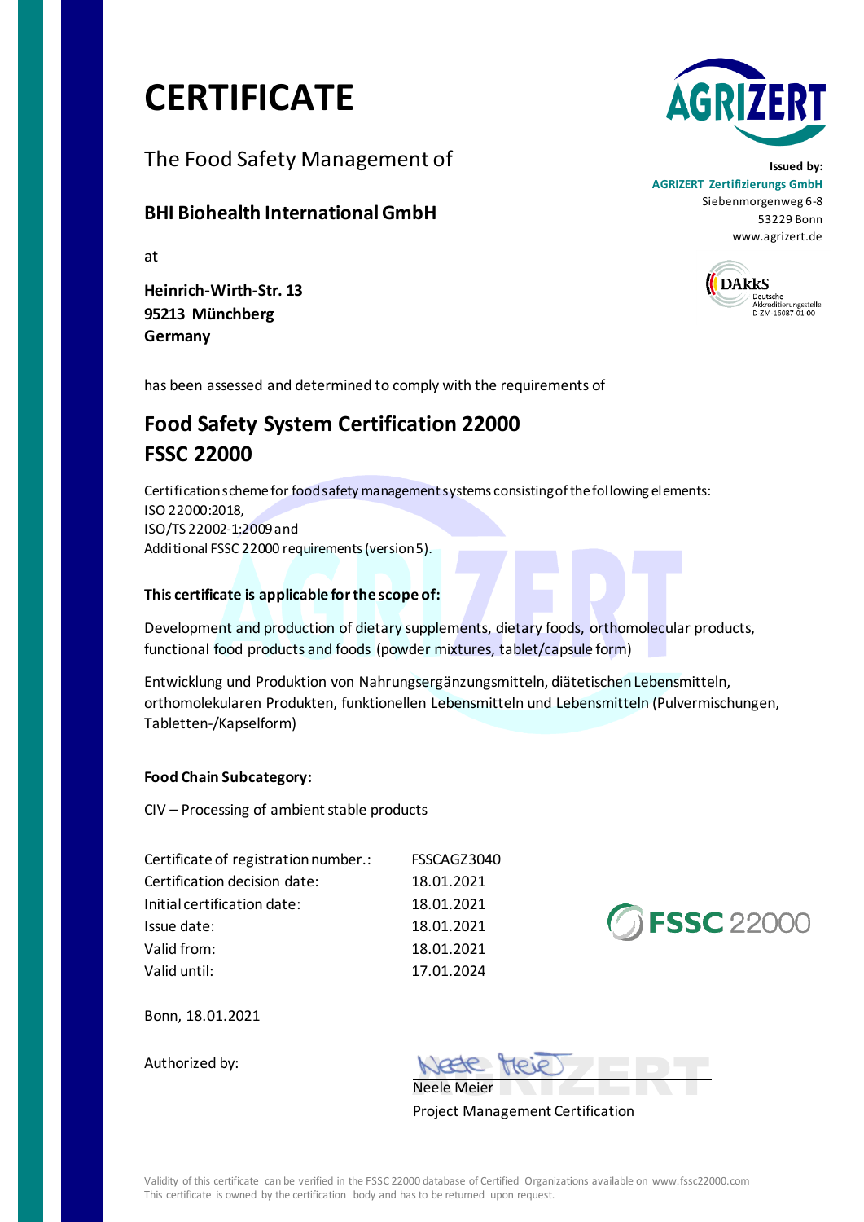# CERTIFICATE

The Food Safety Management of

**BHI Biohealth International GmbH**

at

**Heinrich-Wirth-Str. 13**
**95213 Münchberg**
**Germany**

**Issued by:**
**AGRIZERT Zertifizierungs GmbH**
Siebenmorgenweg 6-8
53229 Bonn
www.agrizert.de

DAkkS Deutsche Akkreditierungsstelle D-ZM-16087-01-00

has been assessed and determined to comply with the requirements of

## Food Safety System Certification 22000
## FSSC 22000

Certification scheme for food safety management systems consisting of the following elements:
ISO 22000:2018,
ISO/TS 22002-1:2009 and
Additional FSSC 22000 requirements (version 5).

**This certificate is applicable for the scope of:**

Development and production of dietary supplements, dietary foods, orthomolecular products, functional food products and foods (powder mixtures, tablet/capsule form)

Entwicklung und Produktion von Nahrungsergänzungsmitteln, diätetischen Lebensmitteln, orthomolekularen Produkten, funktionellen Lebensmitteln und Lebensmitteln (Pulvermischungen, Tabletten-/Kapselform)

**Food Chain Subcategory:**

CIV – Processing of ambient stable products

| | |
|---|---|
| Certificate of registration number.: | FSSCAGZ3040 |
| Certification decision date: | 18.01.2021 |
| Initial certification date: | 18.01.2021 |
| Issue date: | 18.01.2021 |
| Valid from: | 18.01.2021 |
| Valid until: | 17.01.2024 |

FSSC 22000

Bonn, 18.01.2021

Authorized by:

Neele Meier
Project Management Certification

Validity of this certificate can be verified in the FSSC 22000 database of Certified Organizations available on www.fssc22000.com
This certificate is owned by the certification body and has to be returned upon request.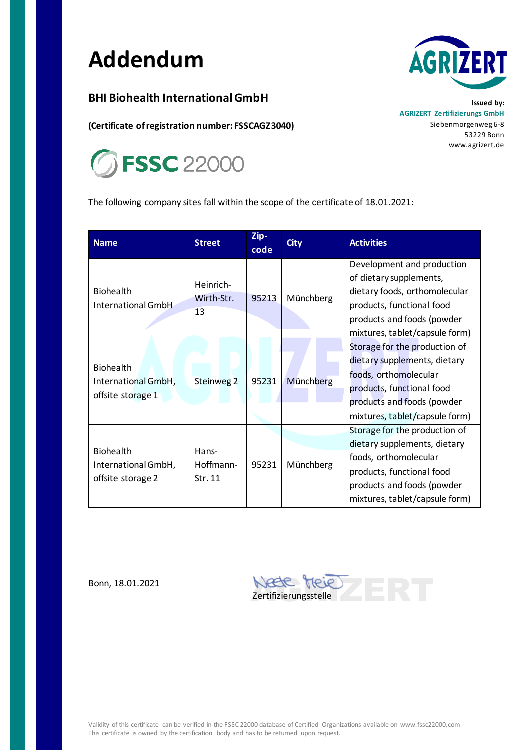# Addendum

## BHI Biohealth International GmbH

**(Certificate of registration number: FSSCAGZ3040)**

FSSC 22000

**Issued by:**
**AGRIZERT Zertifizierungs GmbH**
Siebenmorgenweg 6-8
53229 Bonn
www.agrizert.de

The following company sites fall within the scope of the certificate of 18.01.2021:

| Name | Street | Zip-code | City | Activities |
|---|---|---|---|---|
| Biohealth International GmbH | Heinrich-Wirth-Str. 13 | 95213 | Münchberg | Development and production of dietary supplements, dietary foods, orthomolecular products, functional food products and foods (powder mixtures, tablet/capsule form) |
| Biohealth International GmbH, offsite storage 1 | Steinweg 2 | 95231 | Münchberg | Storage for the production of dietary supplements, dietary foods, orthomolecular products, functional food products and foods (powder mixtures, tablet/capsule form) |
| Biohealth International GmbH, offsite storage 2 | Hans-Hoffmann-Str. 11 | 95231 | Münchberg | Storage for the production of dietary supplements, dietary foods, orthomolecular products, functional food products and foods (powder mixtures, tablet/capsule form) |

Bonn, 18.01.2021

Zertifizierungsstelle

Validity of this certificate can be verified in the FSSC 22000 database of Certified Organizations available on www.fssc22000.com
This certificate is owned by the certification body and has to be returned upon request.